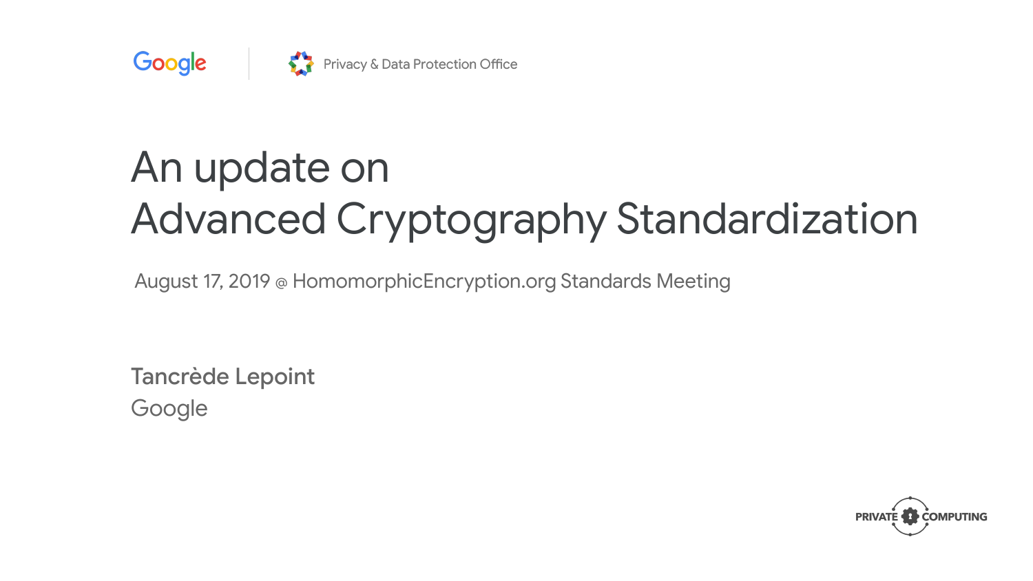Google | Privacy & Data Protection Office

# An update on Advanced Cryptography Standardization

August 17, 2019 @ HomomorphicEncryption.org Standards Meeting

**Tancrède Lepoint**
Google

PRIVATE COMPUTING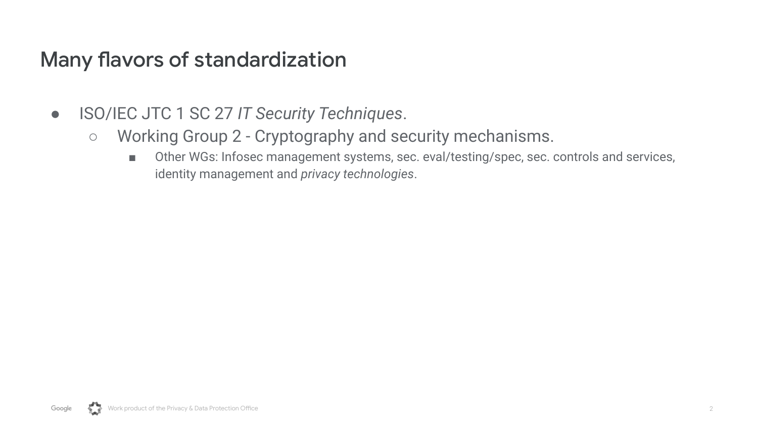# Many flavors of standardization

- ISO/IEC JTC 1 SC 27 *IT Security Techniques*.
  - Working Group 2 - Cryptography and security mechanisms.
    - Other WGs: Infosec management systems, sec. eval/testing/spec, sec. controls and services, identity management and *privacy technologies*.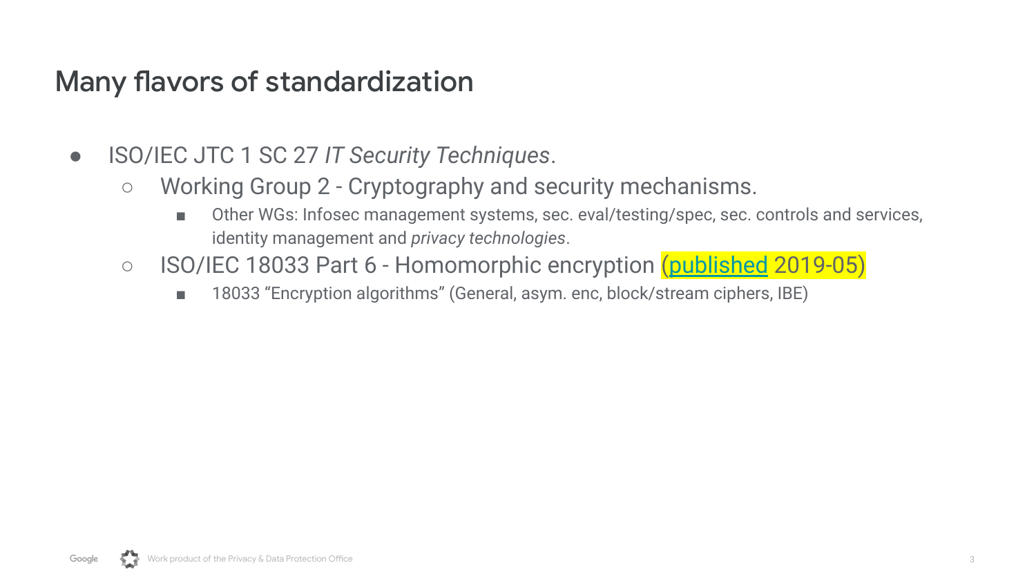# Many flavors of standardization

- ISO/IEC JTC 1 SC 27 *IT Security Techniques*.
    - Working Group 2 - Cryptography and security mechanisms.
        - Other WGs: Infosec management systems, sec. eval/testing/spec, sec. controls and services, identity management and *privacy technologies*.
    - ISO/IEC 18033 Part 6 - Homomorphic encryption (published 2019-05)
        - 18033 “Encryption algorithms” (General, asym. enc, block/stream ciphers, IBE)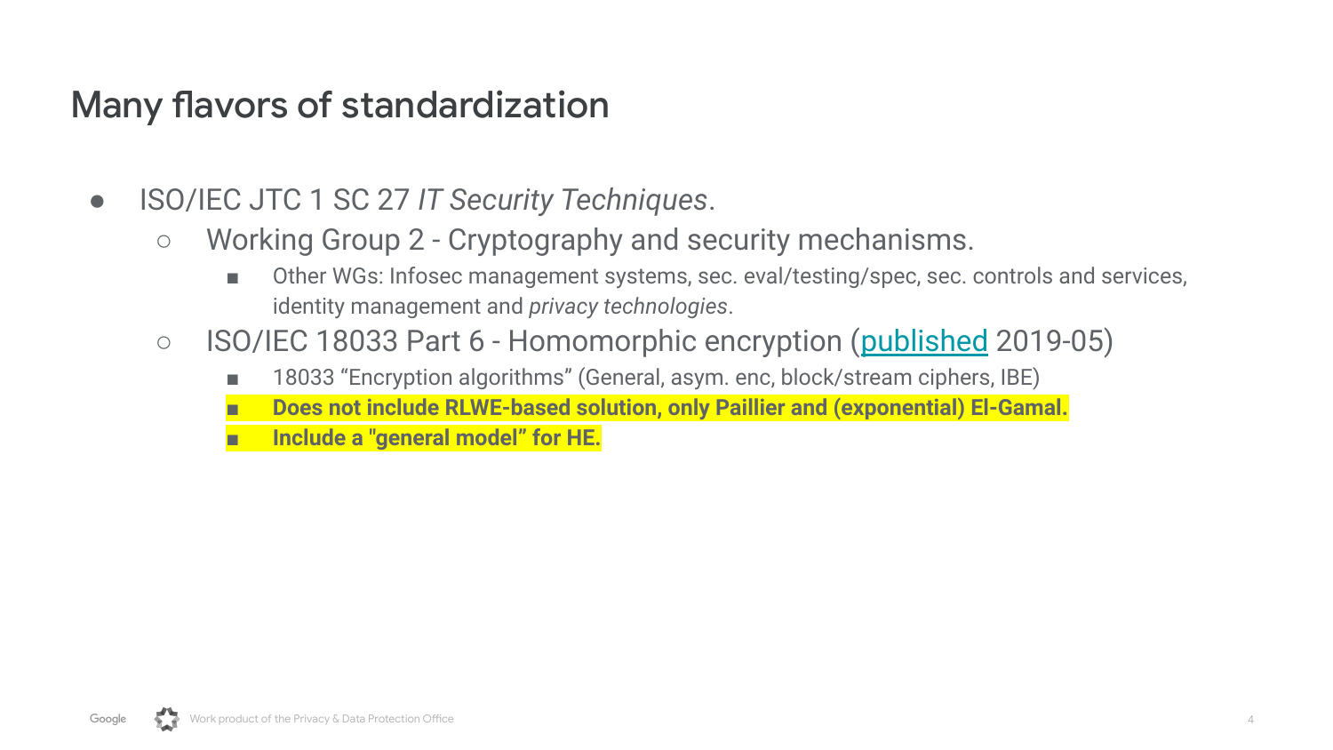# Many flavors of standardization

- ISO/IEC JTC 1 SC 27 *IT Security Techniques*.
  - Working Group 2 - Cryptography and security mechanisms.
    - Other WGs: Infosec management systems, sec. eval/testing/spec, sec. controls and services, identity management and *privacy technologies*.
  - ISO/IEC 18033 Part 6 - Homomorphic encryption ([published](#) 2019-05)
    - 18033 “Encryption algorithms” (General, asym. enc, block/stream ciphers, IBE)
    - **Does not include RLWE-based solution, only Paillier and (exponential) El-Gamal.**
    - **Include a "general model” for HE.**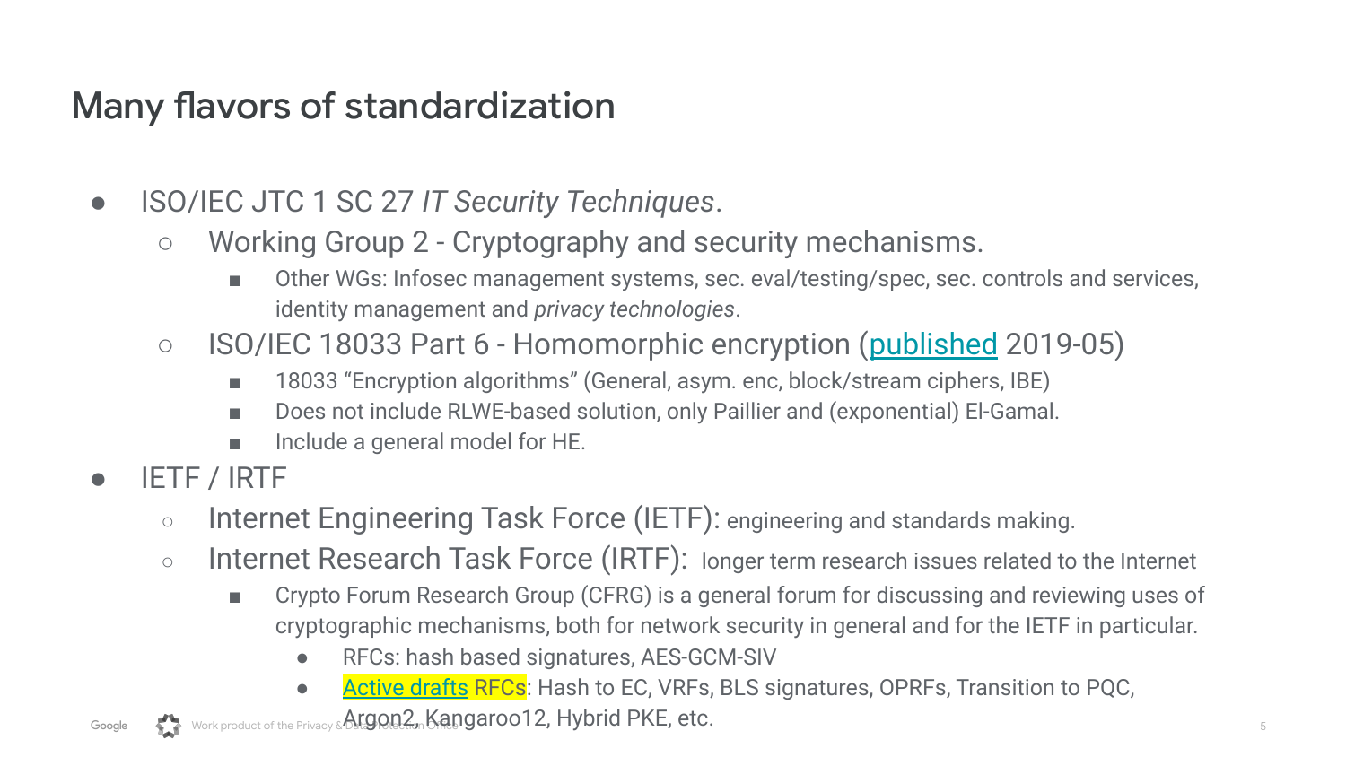# Many flavors of standardization

- ISO/IEC JTC 1 SC 27 *IT Security Techniques*.
  - Working Group 2 - Cryptography and security mechanisms.
    - Other WGs: Infosec management systems, sec. eval/testing/spec, sec. controls and services, identity management and *privacy technologies*.
  - ISO/IEC 18033 Part 6 - Homomorphic encryption (published 2019-05)
    - 18033 "Encryption algorithms" (General, asym. enc, block/stream ciphers, IBE)
    - Does not include RLWE-based solution, only Paillier and (exponential) El-Gamal.
    - Include a general model for HE.
- IETF / IRTF
  - Internet Engineering Task Force (IETF): engineering and standards making.
  - Internet Research Task Force (IRTF): longer term research issues related to the Internet
    - Crypto Forum Research Group (CFRG) is a general forum for discussing and reviewing uses of cryptographic mechanisms, both for network security in general and for the IETF in particular.
      - RFCs: hash based signatures, AES-GCM-SIV
      - Active drafts RFCs: Hash to EC, VRFs, BLS signatures, OPRFs, Transition to PQC, Argon2, Kangaroo12, Hybrid PKE, etc.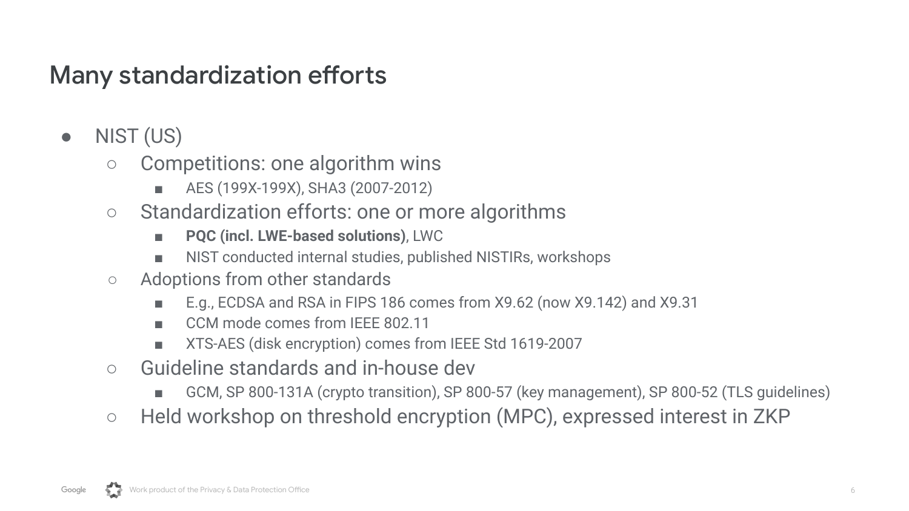# Many standardization efforts

- NIST (US)
  - Competitions: one algorithm wins
    - AES (199X-199X), SHA3 (2007-2012)
  - Standardization efforts: one or more algorithms
    - **PQC (incl. LWE-based solutions)**, LWC
    - NIST conducted internal studies, published NISTIRs, workshops
  - Adoptions from other standards
    - E.g., ECDSA and RSA in FIPS 186 comes from X9.62 (now X9.142) and X9.31
    - CCM mode comes from IEEE 802.11
    - XTS-AES (disk encryption) comes from IEEE Std 1619-2007
  - Guideline standards and in-house dev
    - GCM, SP 800-131A (crypto transition), SP 800-57 (key management), SP 800-52 (TLS guidelines)
  - Held workshop on threshold encryption (MPC), expressed interest in ZKP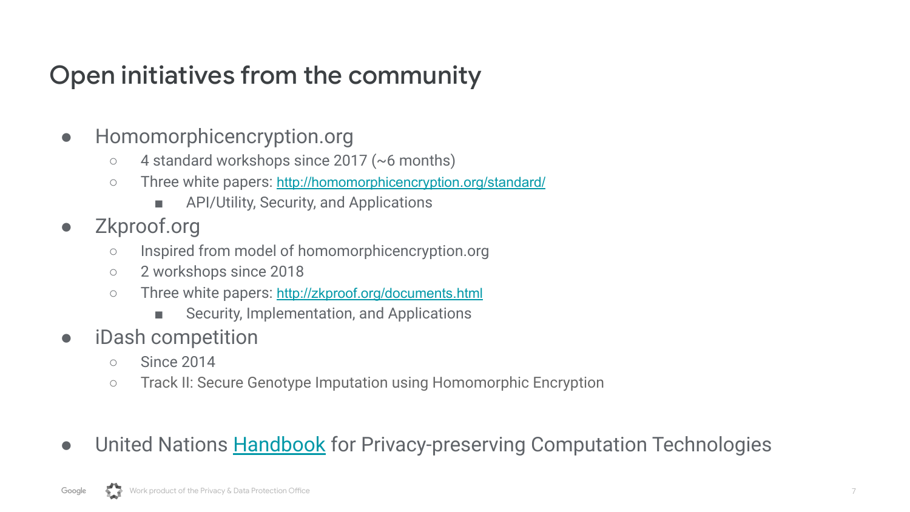# Open initiatives from the community

- Homomorphicencryption.org
  - 4 standard workshops since 2017 (~6 months)
  - Three white papers: [http://homomorphicencryption.org/standard/](http://homomorphicencryption.org/standard/)
    - API/Utility, Security, and Applications
- Zkproof.org
  - Inspired from model of homomorphicencryption.org
  - 2 workshops since 2018
  - Three white papers: [http://zkproof.org/documents.html](http://zkproof.org/documents.html)
    - Security, Implementation, and Applications
- iDash competition
  - Since 2014
  - Track II: Secure Genotype Imputation using Homomorphic Encryption

- United Nations Handbook for Privacy-preserving Computation Technologies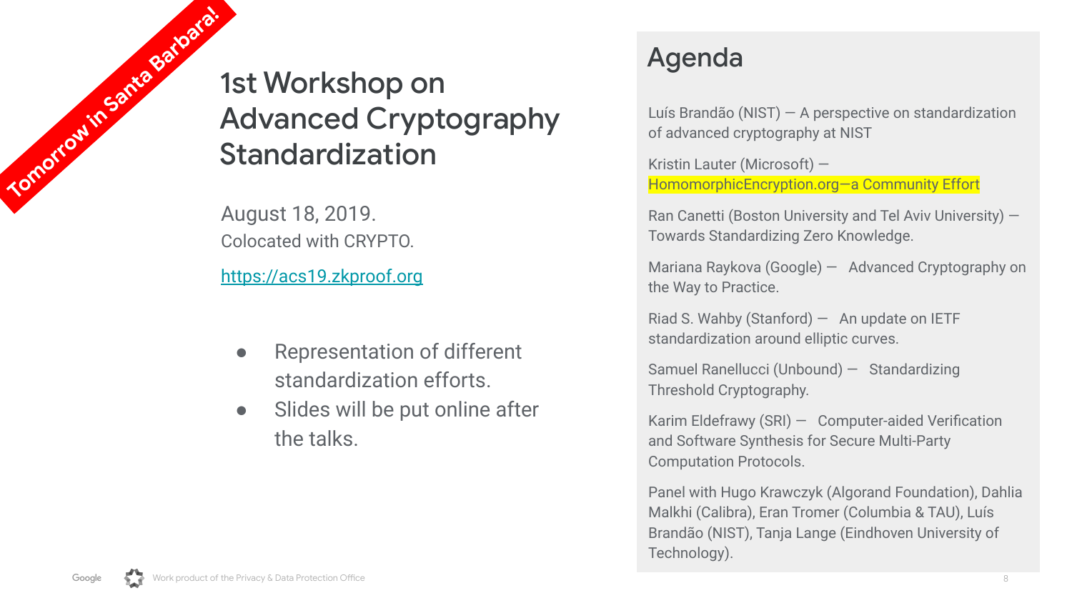Tomorrow in Santa Barbara!

# 1st Workshop on Advanced Cryptography Standardization

August 18, 2019.
Colocated with CRYPTO.

https://acs19.zkproof.org

- Representation of different standardization efforts.
- Slides will be put online after the talks.

## Agenda

Luís Brandão (NIST) — A perspective on standardization of advanced cryptography at NIST

Kristin Lauter (Microsoft) — HomomorphicEncryption.org—a Community Effort

Ran Canetti (Boston University and Tel Aviv University) — Towards Standardizing Zero Knowledge.

Mariana Raykova (Google) — Advanced Cryptography on the Way to Practice.

Riad S. Wahby (Stanford) — An update on IETF standardization around elliptic curves.

Samuel Ranellucci (Unbound) — Standardizing Threshold Cryptography.

Karim Eldefrawy (SRI) — Computer-aided Verification and Software Synthesis for Secure Multi-Party Computation Protocols.

Panel with Hugo Krawczyk (Algorand Foundation), Dahlia Malkhi (Calibra), Eran Tromer (Columbia & TAU), Luís Brandão (NIST), Tanja Lange (Eindhoven University of Technology).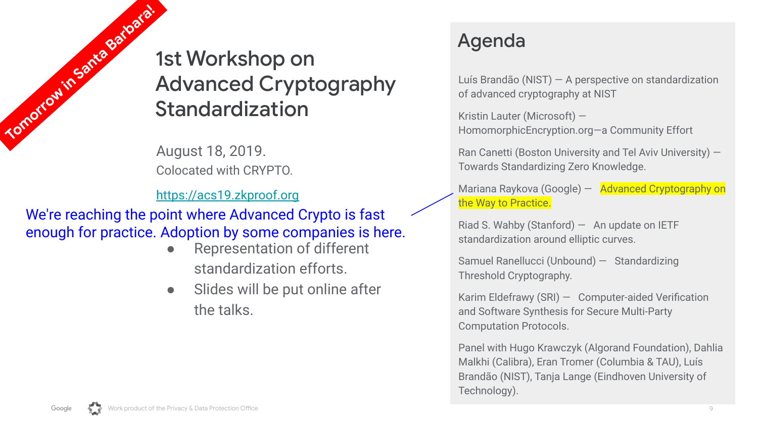Tomorrow in Santa Barbara!

# 1st Workshop on Advanced Cryptography Standardization

August 18, 2019.
Colocated with CRYPTO.

https://acs19.zkproof.org

We're reaching the point where Advanced Crypto is fast enough for practice. Adoption by some companies is here.

- Representation of different standardization efforts.
- Slides will be put online after the talks.

## Agenda

Luís Brandão (NIST) — A perspective on standardization of advanced cryptography at NIST

Kristin Lauter (Microsoft) — HomomorphicEncryption.org—a Community Effort

Ran Canetti (Boston University and Tel Aviv University) — Towards Standardizing Zero Knowledge.

Mariana Raykova (Google) — Advanced Cryptography on the Way to Practice.

Riad S. Wahby (Stanford) — An update on IETF standardization around elliptic curves.

Samuel Ranellucci (Unbound) — Standardizing Threshold Cryptography.

Karim Eldefrawy (SRI) — Computer-aided Verification and Software Synthesis for Secure Multi-Party Computation Protocols.

Panel with Hugo Krawczyk (Algorand Foundation), Dahlia Malkhi (Calibra), Eran Tromer (Columbia & TAU), Luís Brandão (NIST), Tanja Lange (Eindhoven University of Technology).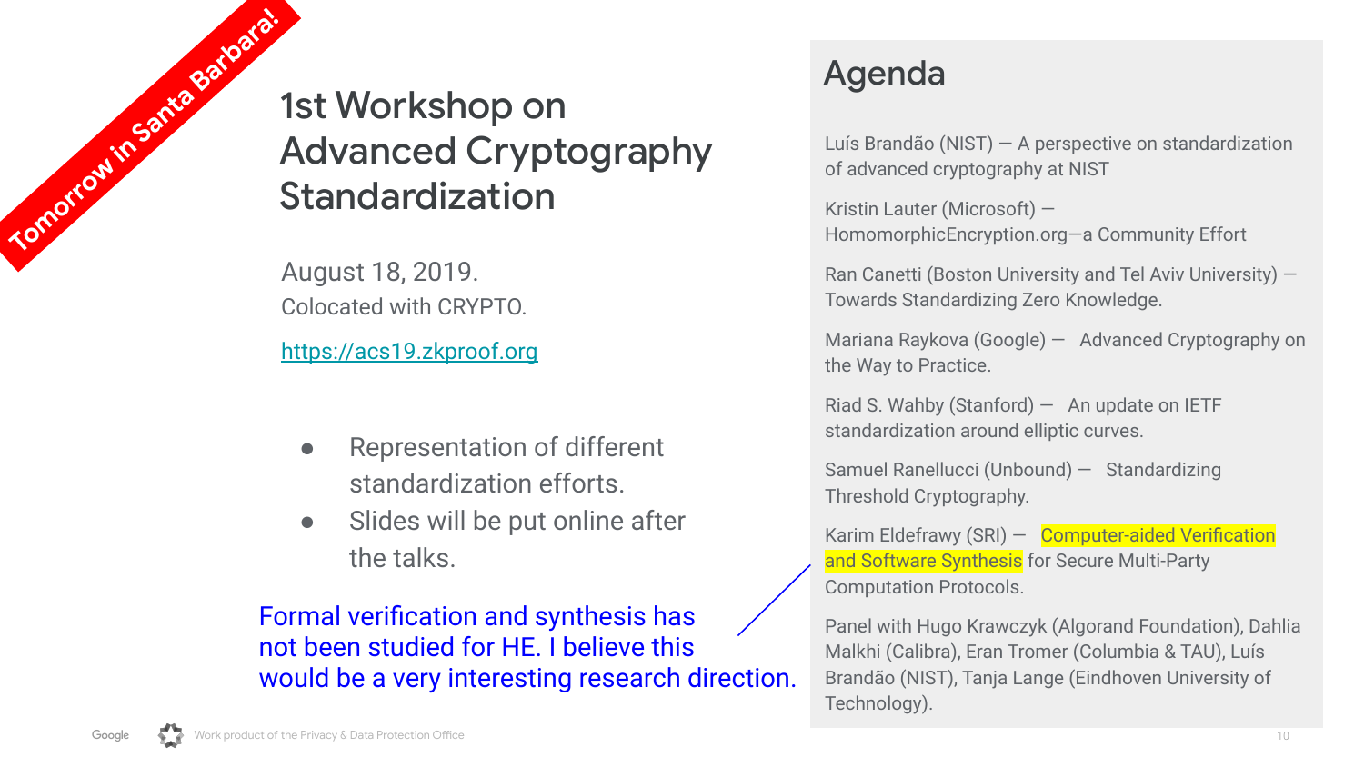Tomorrow in Santa Barbara!

# 1st Workshop on Advanced Cryptography Standardization

August 18, 2019.
Colocated with CRYPTO.

https://acs19.zkproof.org

- Representation of different standardization efforts.
- Slides will be put online after the talks.

Formal verification and synthesis has not been studied for HE. I believe this would be a very interesting research direction.

## Agenda

Luís Brandão (NIST) — A perspective on standardization of advanced cryptography at NIST

Kristin Lauter (Microsoft) — HomomorphicEncryption.org—a Community Effort

Ran Canetti (Boston University and Tel Aviv University) — Towards Standardizing Zero Knowledge.

Mariana Raykova (Google) — Advanced Cryptography on the Way to Practice.

Riad S. Wahby (Stanford) — An update on IETF standardization around elliptic curves.

Samuel Ranellucci (Unbound) — Standardizing Threshold Cryptography.

Karim Eldefrawy (SRI) — Computer-aided Verification and Software Synthesis for Secure Multi-Party Computation Protocols.

Panel with Hugo Krawczyk (Algorand Foundation), Dahlia Malkhi (Calibra), Eran Tromer (Columbia & TAU), Luís Brandão (NIST), Tanja Lange (Eindhoven University of Technology).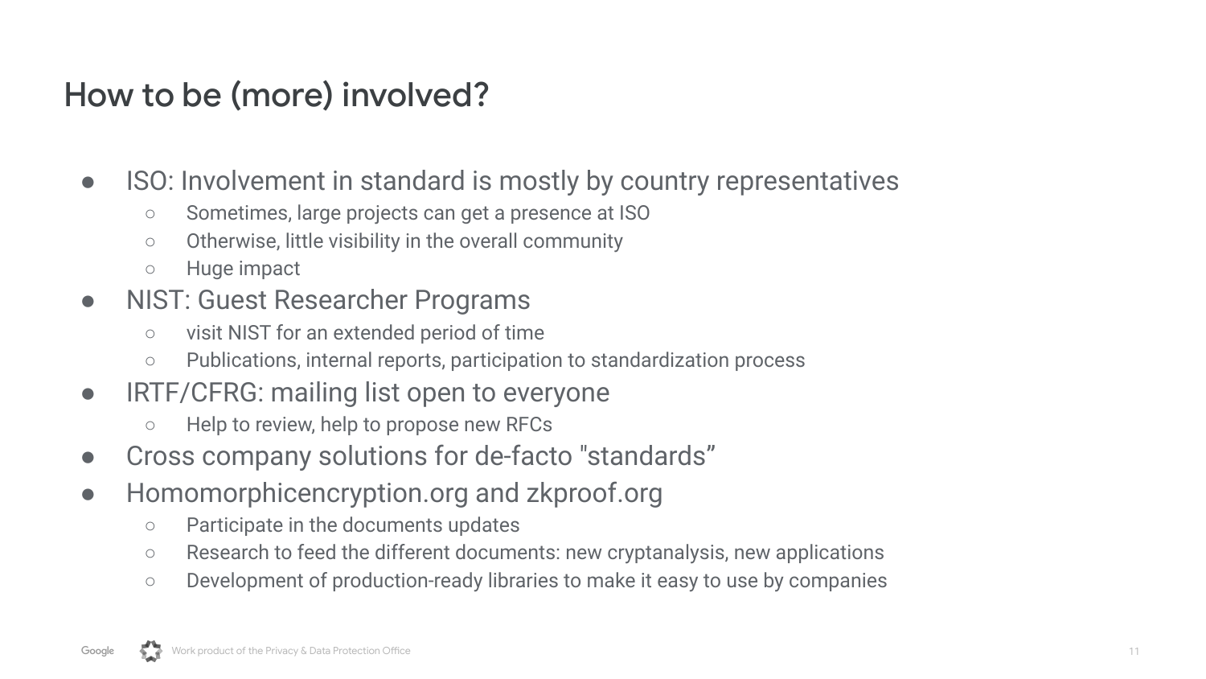# How to be (more) involved?

- ISO: Involvement in standard is mostly by country representatives
  - Sometimes, large projects can get a presence at ISO
  - Otherwise, little visibility in the overall community
  - Huge impact
- NIST: Guest Researcher Programs
  - visit NIST for an extended period of time
  - Publications, internal reports, participation to standardization process
- IRTF/CFRG: mailing list open to everyone
  - Help to review, help to propose new RFCs
- Cross company solutions for de-facto "standards"
- Homomorphicencryption.org and zkproof.org
  - Participate in the documents updates
  - Research to feed the different documents: new cryptanalysis, new applications
  - Development of production-ready libraries to make it easy to use by companies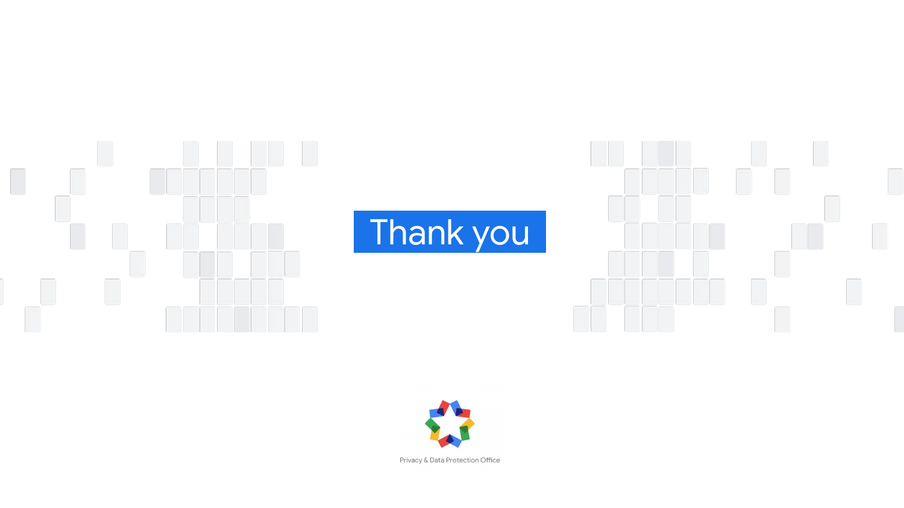# Thank you

Privacy & Data Protection Office